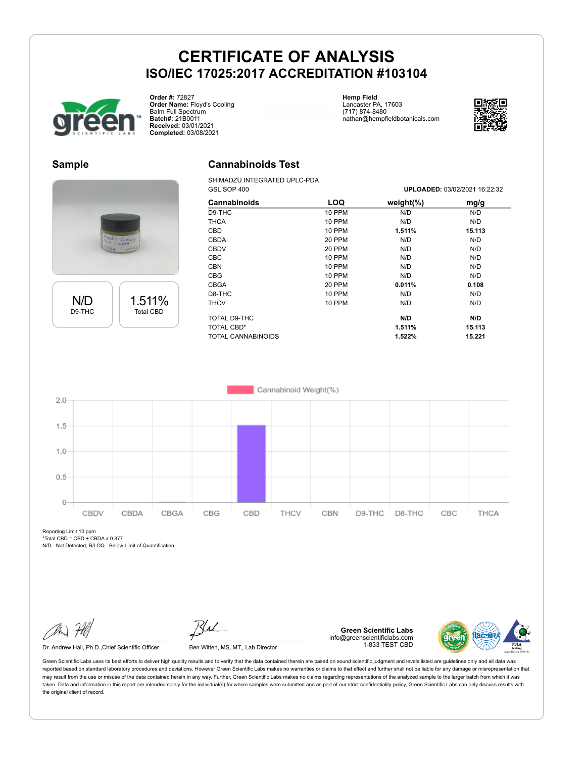# CERTIFICATE OF ANALYSIS

## ISO/IEC 17025:2017 ACCREDITATION #103104

**Order #:** 72827
**Order Name:** Floyd's Cooling Balm Full Spectrum
**Batch#:** 21B0011
**Received:** 03/01/2021
**Completed:** 03/08/2021

**Hemp Field**
Lancaster PA, 17603
(717) 874-8480
nathan@hempfieldbotanicals.com

## Sample

| N/D | 1.511% |
|---|---|
| D9-THC | Total CBD |

## Cannabinoids Test

SHIMADZU INTEGRATED UPLC-PDA
GSL SOP 400

**UPLOADED:** 03/02/2021 16:22:32

| Cannabinoids | LOQ | weight(%) | mg/g |
|---|---|---|---|
| D9-THC | 10 PPM | N/D | N/D |
| THCA | 10 PPM | N/D | N/D |
| CBD | 10 PPM | **1.511%** | **15.113** |
| CBDA | 20 PPM | N/D | N/D |
| CBDV | 20 PPM | N/D | N/D |
| CBC | 10 PPM | N/D | N/D |
| CBN | 10 PPM | N/D | N/D |
| CBG | 10 PPM | N/D | N/D |
| CBGA | 20 PPM | **0.011%** | **0.108** |
| D8-THC | 10 PPM | N/D | N/D |
| THCV | 10 PPM | N/D | N/D |
| TOTAL D9-THC | | **N/D** | **N/D** |
| TOTAL CBD* | | **1.511%** | **15.113** |
| TOTAL CANNABINOIDS | | **1.522%** | **15.221** |

Cannabinoid Weight(%)

| | CBDV | CBDA | CBGA | CBG | CBD | THCV | CBN | D9-THC | D8-THC | CBC | THCA |
|---|---|---|---|---|---|---|---|---|---|---|---|
| Weight(%) | 0 | 0 | 0.011 | 0 | 1.511 | 0 | 0 | 0 | 0 | 0 | 0 |

Reporting Limit 10 ppm
*Total CBD = CBD + CBDA x 0.877
N/D - Not Detected, B/LOQ - Below Limit of Quantification

Dr. Andrew Hall, Ph.D.,Chief Scientific Officer

Ben Witten, MS, MT., Lab Director

**Green Scientific Labs**
info@greenscientificlabs.com
1-833 TEST CBD

Green Scientific Labs uses its best efforts to deliver high quality results and to verify that the data contained therein are based on sound scientific judgment and levels listed are guidelines only and all data was reported based on standard laboratory procedures and deviations. However Green Scientific Labs makes no warranties or claims to that effect and further shall not be liable for any damage or misrepresentation that may result from the use or misuse of the data contained herein in any way. Further, Green Scientific Labs makes no claims regarding representations of the analyzed sample to the larger batch from which it was taken. Data and information in this report are intended solely for the individual(s) for whom samples were submitted and as part of our strict confidentiality policy, Green Scientific Labs can only discuss results with the original client of record.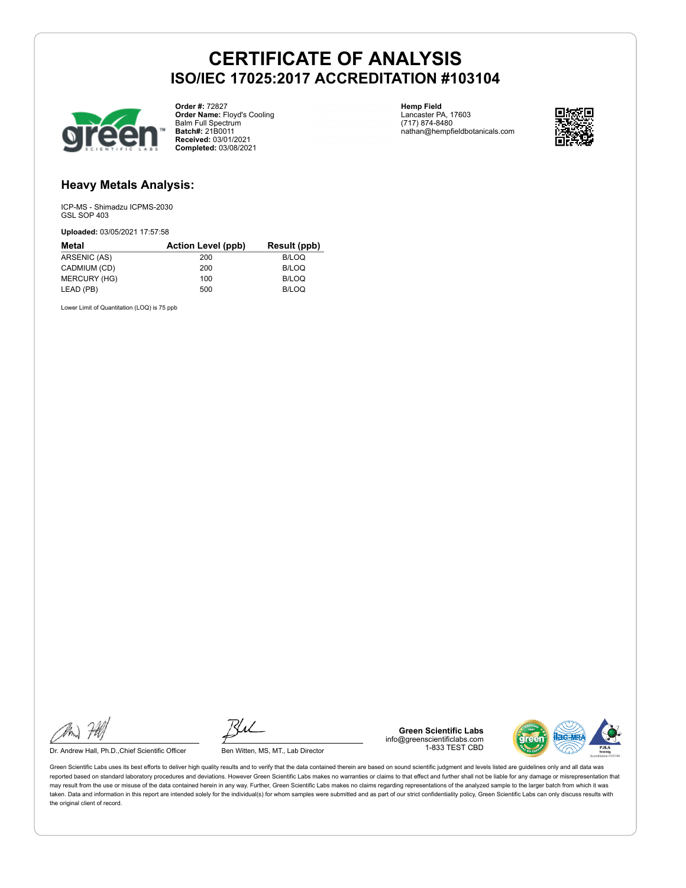# CERTIFICATE OF ANALYSIS

## ISO/IEC 17025:2017 ACCREDITATION #103104

**Order #:** 72827
**Order Name:** Floyd's Cooling Balm Full Spectrum
**Batch#:** 21B0011
**Received:** 03/01/2021
**Completed:** 03/08/2021

**Hemp Field**
Lancaster PA, 17603
(717) 874-8480
nathan@hempfieldbotanicals.com

### Heavy Metals Analysis:

ICP-MS - Shimadzu ICPMS-2030
GSL SOP 403

**Uploaded:** 03/05/2021 17:57:58

| Metal | Action Level (ppb) | Result (ppb) |
|---|---|---|
| ARSENIC (AS) | 200 | B/LOQ |
| CADMIUM (CD) | 200 | B/LOQ |
| MERCURY (HG) | 100 | B/LOQ |
| LEAD (PB) | 500 | B/LOQ |

Lower Limit of Quantitation (LOQ) is 75 ppb

Dr. Andrew Hall, Ph.D.,Chief Scientific Officer

Ben Witten, MS, MT., Lab Director

**Green Scientific Labs**
info@greenscientificlabs.com
1-833 TEST CBD

Green Scientific Labs uses its best efforts to deliver high quality results and to verify that the data contained therein are based on sound scientific judgment and levels listed are guidelines only and all data was reported based on standard laboratory procedures and deviations. However Green Scientific Labs makes no warranties or claims to that effect and further shall not be liable for any damage or misrepresentation that may result from the use or misuse of the data contained herein in any way. Further, Green Scientific Labs makes no claims regarding representations of the analyzed sample to the larger batch from which it was taken. Data and information in this report are intended solely for the individual(s) for whom samples were submitted and as part of our strict confidentiality policy, Green Scientific Labs can only discuss results with the original client of record.